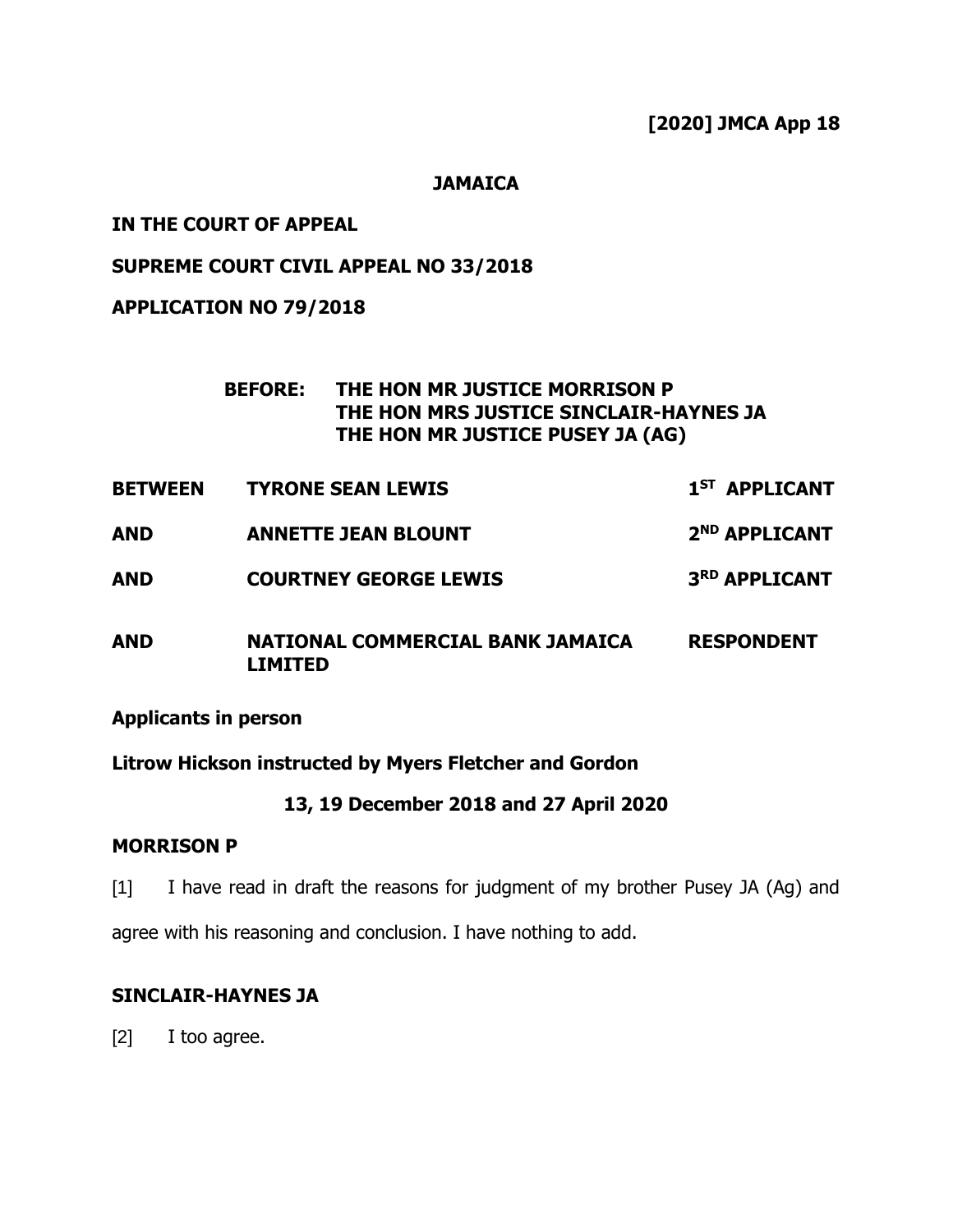**[2020] JMCA App 18**

**JAMAICA**

**IN THE COURT OF APPEAL**

**SUPREME COURT CIVIL APPEAL NO 33/2018**

**APPLICATION NO 79/2018**

**BEFORE: THE HON MR JUSTICE MORRISON P**
**THE HON MRS JUSTICE SINCLAIR-HAYNES JA**
**THE HON MR JUSTICE PUSEY JA (AG)**

| | | |
|---|---|---|
| **BETWEEN** | **TYRONE SEAN LEWIS** | **1ST APPLICANT** |
| **AND** | **ANNETTE JEAN BLOUNT** | **2ND APPLICANT** |
| **AND** | **COURTNEY GEORGE LEWIS** | **3RD APPLICANT** |
| **AND** | **NATIONAL COMMERCIAL BANK JAMAICA LIMITED** | **RESPONDENT** |

**Applicants in person**

**Litrow Hickson instructed by Myers Fletcher and Gordon**

**13, 19 December 2018 and 27 April 2020**

## MORRISON P

[1] I have read in draft the reasons for judgment of my brother Pusey JA (Ag) and agree with his reasoning and conclusion. I have nothing to add.

## SINCLAIR-HAYNES JA

[2] I too agree.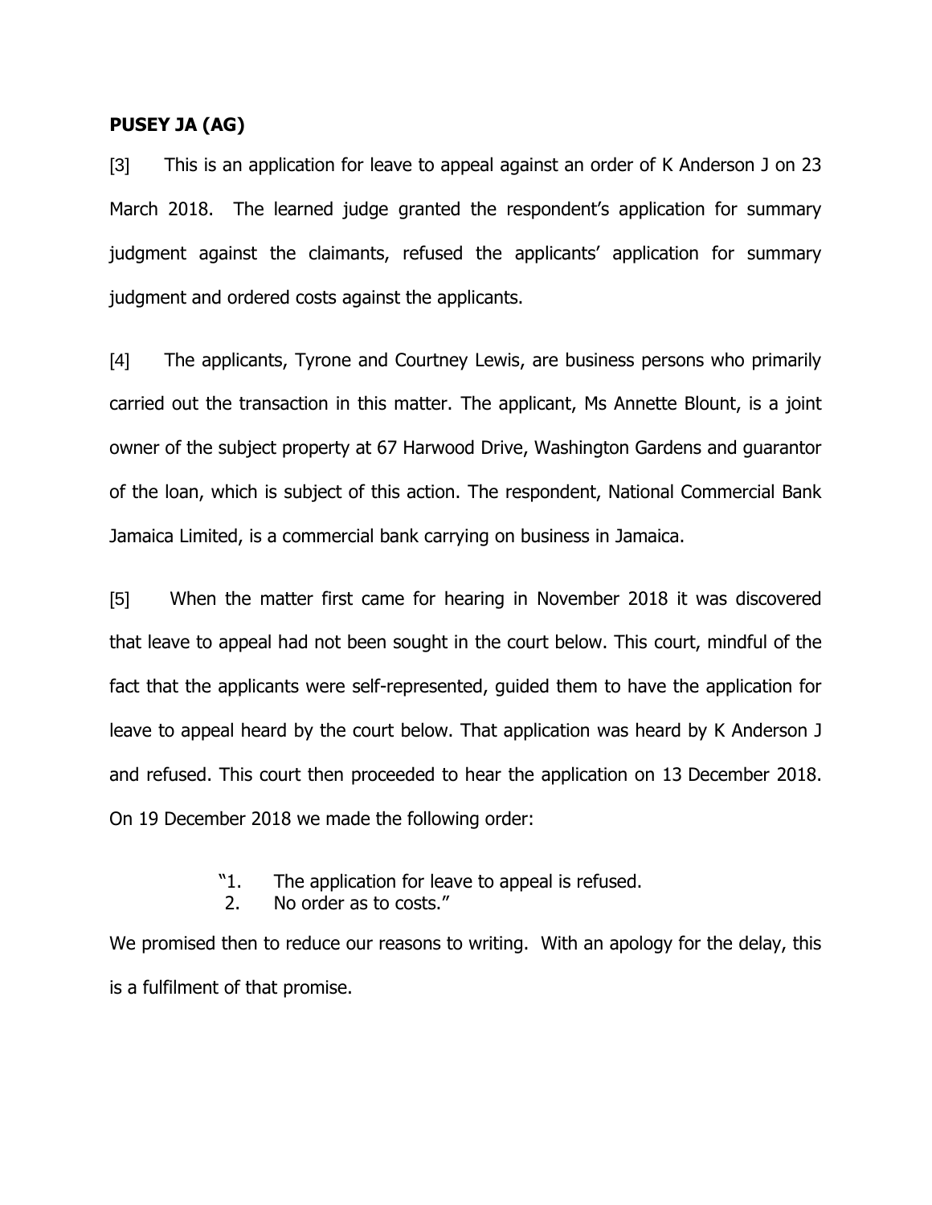**PUSEY JA (AG)**

[3] This is an application for leave to appeal against an order of K Anderson J on 23 March 2018. The learned judge granted the respondent's application for summary judgment against the claimants, refused the applicants' application for summary judgment and ordered costs against the applicants.

[4] The applicants, Tyrone and Courtney Lewis, are business persons who primarily carried out the transaction in this matter. The applicant, Ms Annette Blount, is a joint owner of the subject property at 67 Harwood Drive, Washington Gardens and guarantor of the loan, which is subject of this action. The respondent, National Commercial Bank Jamaica Limited, is a commercial bank carrying on business in Jamaica.

[5] When the matter first came for hearing in November 2018 it was discovered that leave to appeal had not been sought in the court below. This court, mindful of the fact that the applicants were self-represented, guided them to have the application for leave to appeal heard by the court below. That application was heard by K Anderson J and refused. This court then proceeded to hear the application on 13 December 2018. On 19 December 2018 we made the following order:

> "1. The application for leave to appeal is refused.
> 2. No order as to costs."

We promised then to reduce our reasons to writing. With an apology for the delay, this is a fulfilment of that promise.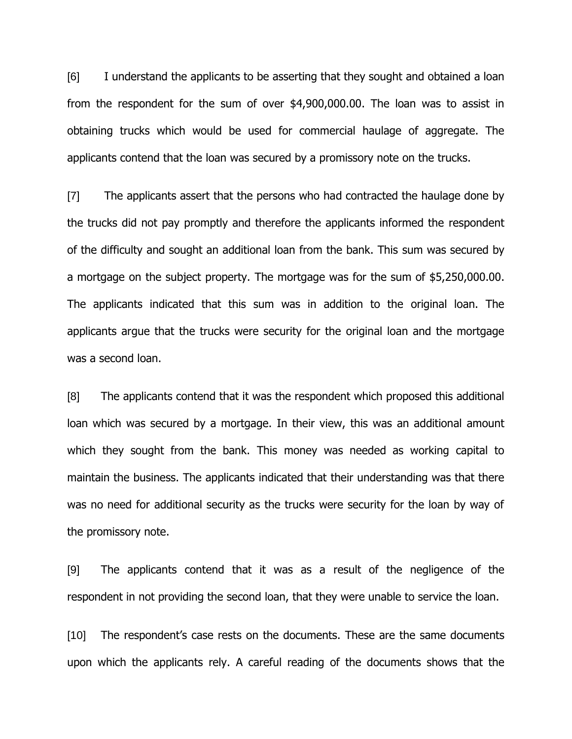[6] I understand the applicants to be asserting that they sought and obtained a loan from the respondent for the sum of over $4,900,000.00. The loan was to assist in obtaining trucks which would be used for commercial haulage of aggregate. The applicants contend that the loan was secured by a promissory note on the trucks.

[7] The applicants assert that the persons who had contracted the haulage done by the trucks did not pay promptly and therefore the applicants informed the respondent of the difficulty and sought an additional loan from the bank. This sum was secured by a mortgage on the subject property. The mortgage was for the sum of $5,250,000.00. The applicants indicated that this sum was in addition to the original loan. The applicants argue that the trucks were security for the original loan and the mortgage was a second loan.

[8] The applicants contend that it was the respondent which proposed this additional loan which was secured by a mortgage. In their view, this was an additional amount which they sought from the bank. This money was needed as working capital to maintain the business. The applicants indicated that their understanding was that there was no need for additional security as the trucks were security for the loan by way of the promissory note.

[9] The applicants contend that it was as a result of the negligence of the respondent in not providing the second loan, that they were unable to service the loan.

[10] The respondent's case rests on the documents. These are the same documents upon which the applicants rely. A careful reading of the documents shows that the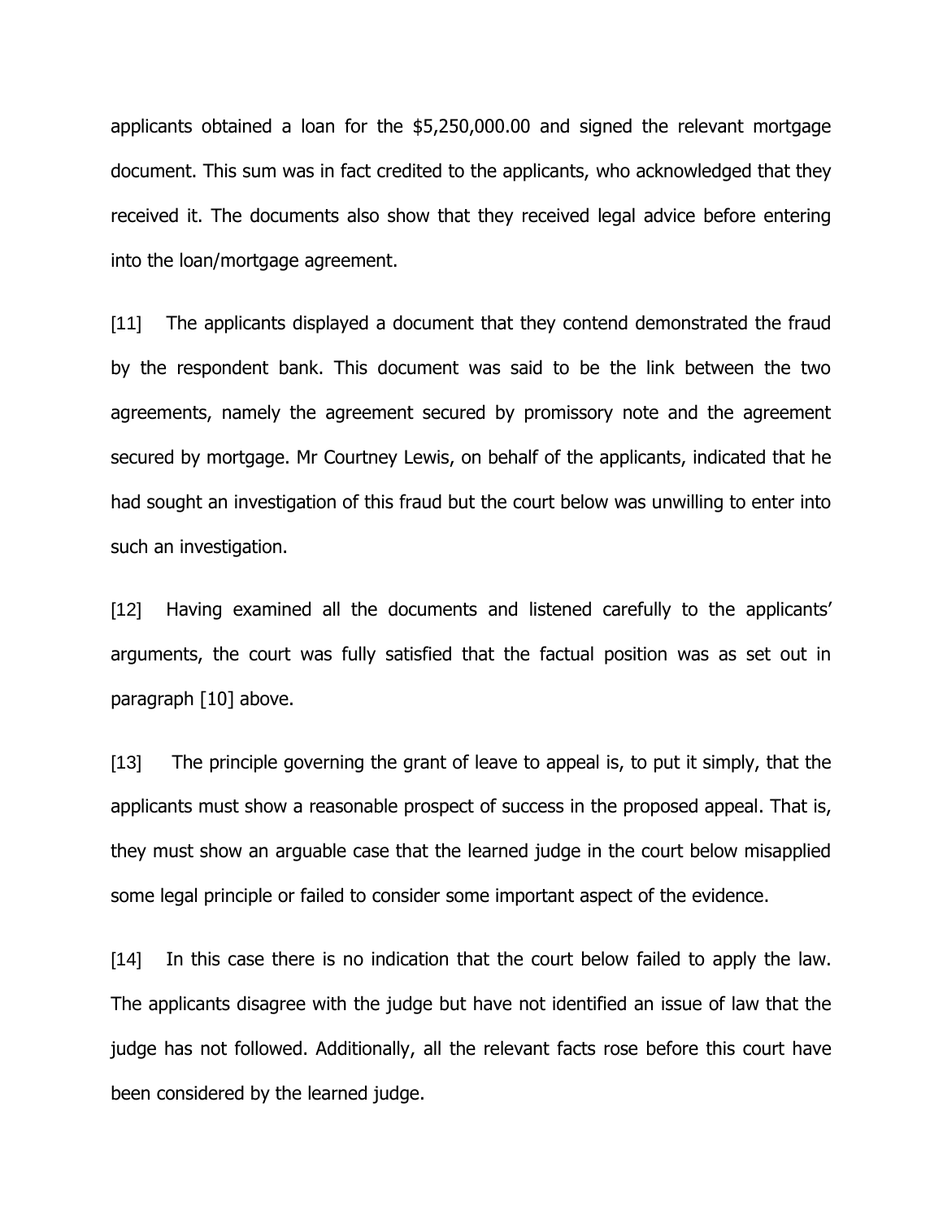applicants obtained a loan for the $5,250,000.00 and signed the relevant mortgage document. This sum was in fact credited to the applicants, who acknowledged that they received it. The documents also show that they received legal advice before entering into the loan/mortgage agreement.

[11] The applicants displayed a document that they contend demonstrated the fraud by the respondent bank. This document was said to be the link between the two agreements, namely the agreement secured by promissory note and the agreement secured by mortgage. Mr Courtney Lewis, on behalf of the applicants, indicated that he had sought an investigation of this fraud but the court below was unwilling to enter into such an investigation.

[12] Having examined all the documents and listened carefully to the applicants' arguments, the court was fully satisfied that the factual position was as set out in paragraph [10] above.

[13] The principle governing the grant of leave to appeal is, to put it simply, that the applicants must show a reasonable prospect of success in the proposed appeal. That is, they must show an arguable case that the learned judge in the court below misapplied some legal principle or failed to consider some important aspect of the evidence.

[14] In this case there is no indication that the court below failed to apply the law. The applicants disagree with the judge but have not identified an issue of law that the judge has not followed. Additionally, all the relevant facts rose before this court have been considered by the learned judge.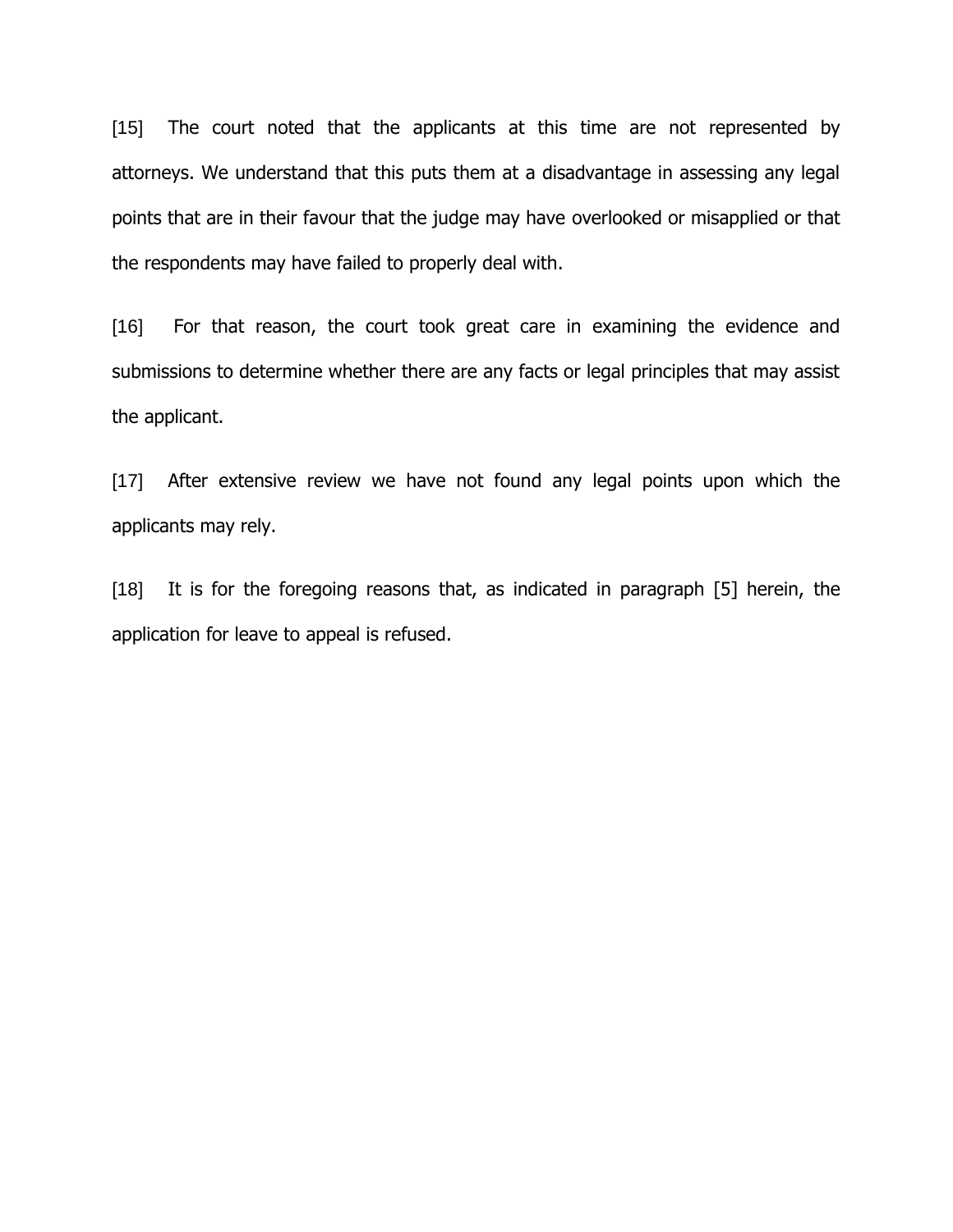[15] The court noted that the applicants at this time are not represented by attorneys. We understand that this puts them at a disadvantage in assessing any legal points that are in their favour that the judge may have overlooked or misapplied or that the respondents may have failed to properly deal with.

[16] For that reason, the court took great care in examining the evidence and submissions to determine whether there are any facts or legal principles that may assist the applicant.

[17] After extensive review we have not found any legal points upon which the applicants may rely.

[18] It is for the foregoing reasons that, as indicated in paragraph [5] herein, the application for leave to appeal is refused.